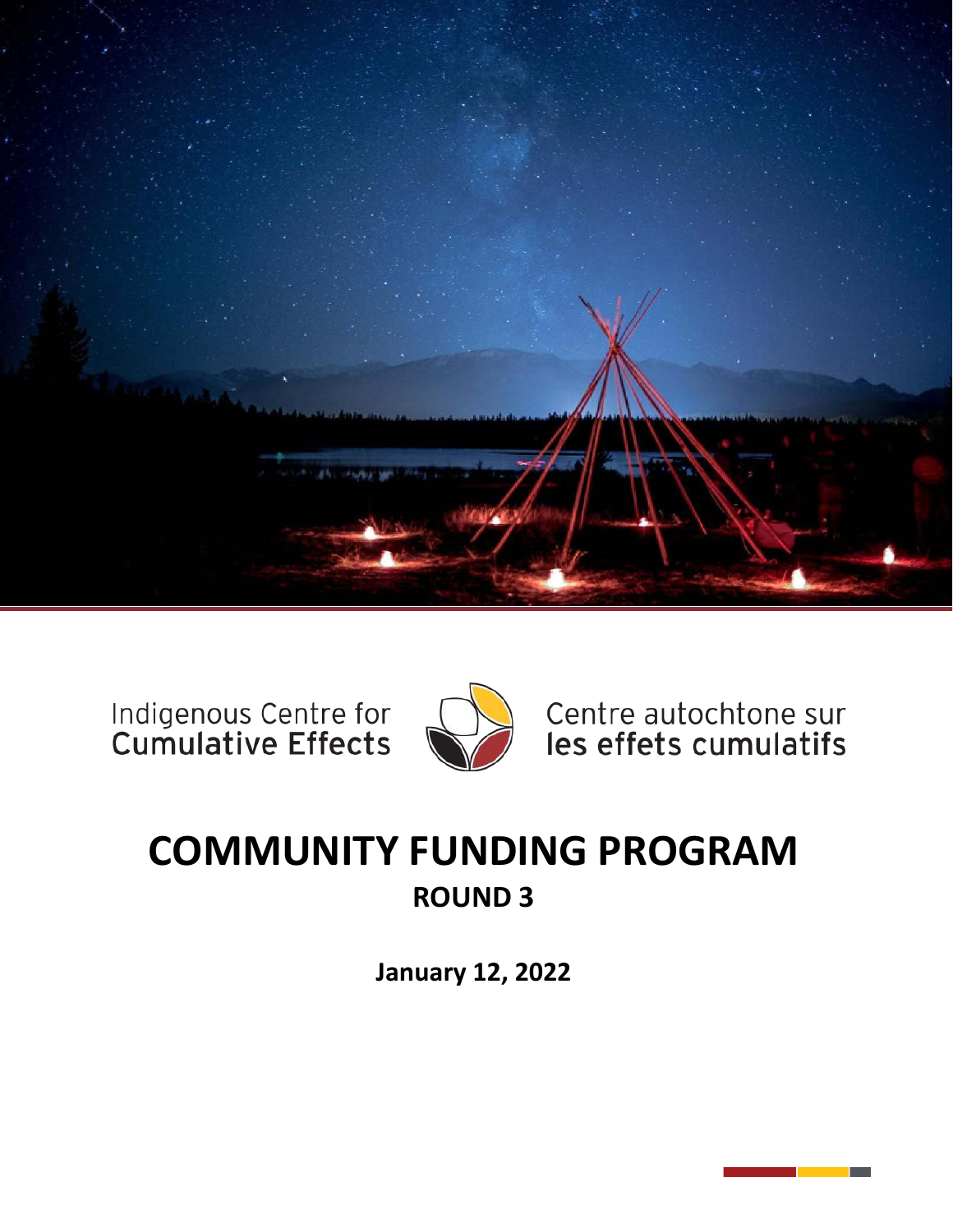Indigenous Centre for **Cumulative Effects**

Centre autochtone sur **les effets cumulatifs**

# COMMUNITY FUNDING PROGRAM

## ROUND 3

**January 12, 2022**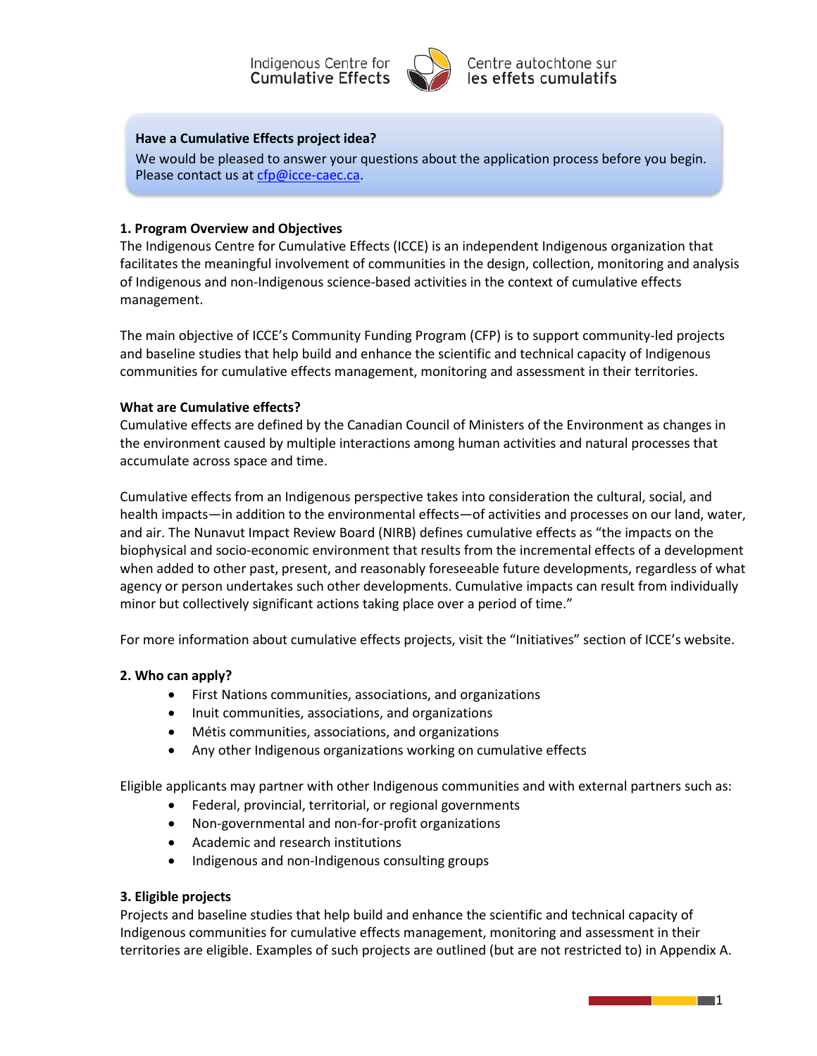Indigenous Centre for Cumulative Effects | Centre autochtone sur les effets cumulatifs

**Have a Cumulative Effects project idea?**

We would be pleased to answer your questions about the application process before you begin. Please contact us at cfp@icce-caec.ca.

## 1. Program Overview and Objectives

The Indigenous Centre for Cumulative Effects (ICCE) is an independent Indigenous organization that facilitates the meaningful involvement of communities in the design, collection, monitoring and analysis of Indigenous and non-Indigenous science-based activities in the context of cumulative effects management.

The main objective of ICCE's Community Funding Program (CFP) is to support community-led projects and baseline studies that help build and enhance the scientific and technical capacity of Indigenous communities for cumulative effects management, monitoring and assessment in their territories.

### What are Cumulative effects?

Cumulative effects are defined by the Canadian Council of Ministers of the Environment as changes in the environment caused by multiple interactions among human activities and natural processes that accumulate across space and time.

Cumulative effects from an Indigenous perspective takes into consideration the cultural, social, and health impacts—in addition to the environmental effects—of activities and processes on our land, water, and air. The Nunavut Impact Review Board (NIRB) defines cumulative effects as "the impacts on the biophysical and socio-economic environment that results from the incremental effects of a development when added to other past, present, and reasonably foreseeable future developments, regardless of what agency or person undertakes such other developments. Cumulative impacts can result from individually minor but collectively significant actions taking place over a period of time."

For more information about cumulative effects projects, visit the "Initiatives" section of ICCE's website.

## 2. Who can apply?

- First Nations communities, associations, and organizations
- Inuit communities, associations, and organizations
- Métis communities, associations, and organizations
- Any other Indigenous organizations working on cumulative effects

Eligible applicants may partner with other Indigenous communities and with external partners such as:

- Federal, provincial, territorial, or regional governments
- Non-governmental and non-for-profit organizations
- Academic and research institutions
- Indigenous and non-Indigenous consulting groups

## 3. Eligible projects

Projects and baseline studies that help build and enhance the scientific and technical capacity of Indigenous communities for cumulative effects management, monitoring and assessment in their territories are eligible. Examples of such projects are outlined (but are not restricted to) in Appendix A.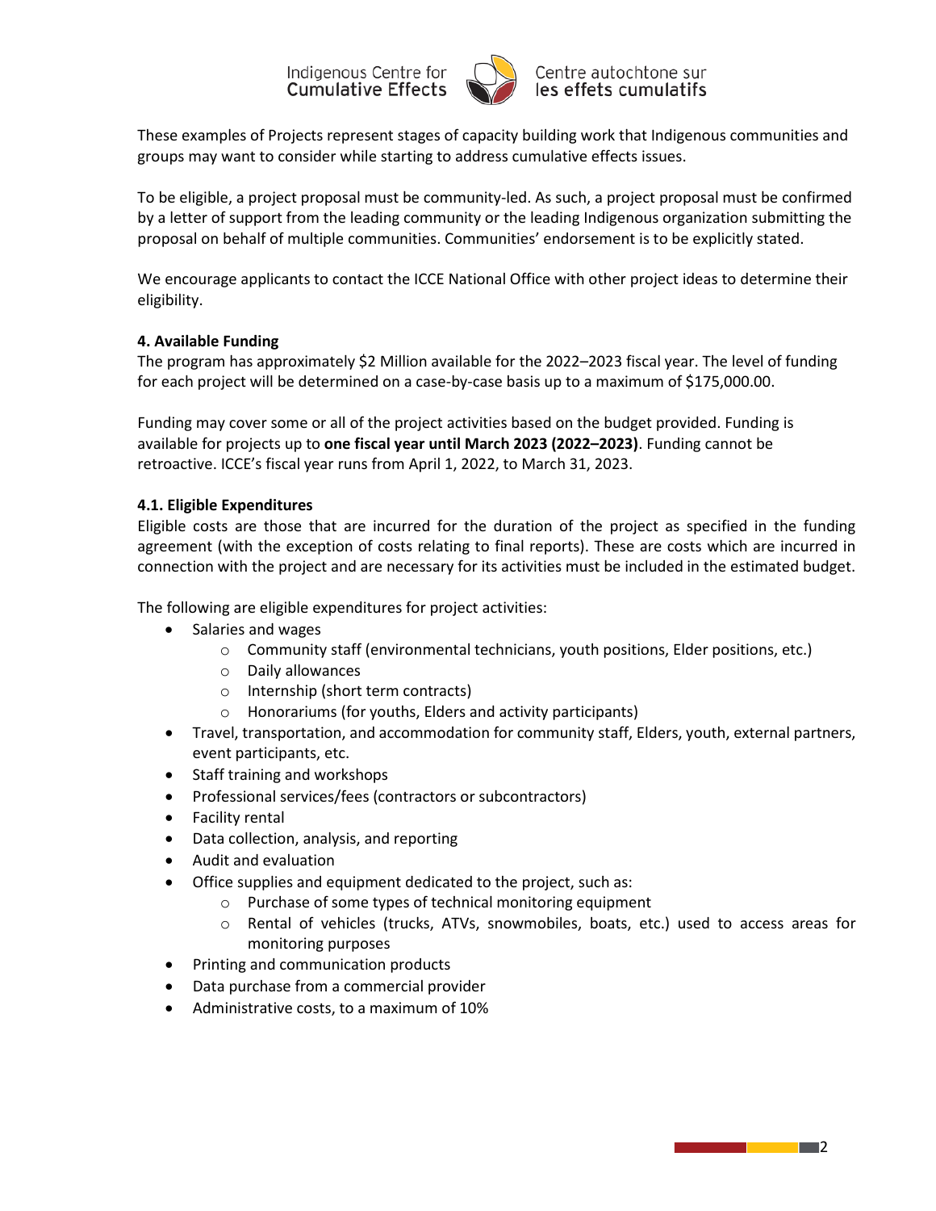These examples of Projects represent stages of capacity building work that Indigenous communities and groups may want to consider while starting to address cumulative effects issues.

To be eligible, a project proposal must be community-led. As such, a project proposal must be confirmed by a letter of support from the leading community or the leading Indigenous organization submitting the proposal on behalf of multiple communities. Communities' endorsement is to be explicitly stated.

We encourage applicants to contact the ICCE National Office with other project ideas to determine their eligibility.

### 4. Available Funding

The program has approximately $2 Million available for the 2022–2023 fiscal year. The level of funding for each project will be determined on a case-by-case basis up to a maximum of $175,000.00.

Funding may cover some or all of the project activities based on the budget provided. Funding is available for projects up to **one fiscal year until March 2023 (2022–2023)**. Funding cannot be retroactive. ICCE's fiscal year runs from April 1, 2022, to March 31, 2023.

### 4.1. Eligible Expenditures

Eligible costs are those that are incurred for the duration of the project as specified in the funding agreement (with the exception of costs relating to final reports). These are costs which are incurred in connection with the project and are necessary for its activities must be included in the estimated budget.

The following are eligible expenditures for project activities:

- Salaries and wages
  - Community staff (environmental technicians, youth positions, Elder positions, etc.)
  - Daily allowances
  - Internship (short term contracts)
  - Honorariums (for youths, Elders and activity participants)
- Travel, transportation, and accommodation for community staff, Elders, youth, external partners, event participants, etc.
- Staff training and workshops
- Professional services/fees (contractors or subcontractors)
- Facility rental
- Data collection, analysis, and reporting
- Audit and evaluation
- Office supplies and equipment dedicated to the project, such as:
  - Purchase of some types of technical monitoring equipment
  - Rental of vehicles (trucks, ATVs, snowmobiles, boats, etc.) used to access areas for monitoring purposes
- Printing and communication products
- Data purchase from a commercial provider
- Administrative costs, to a maximum of 10%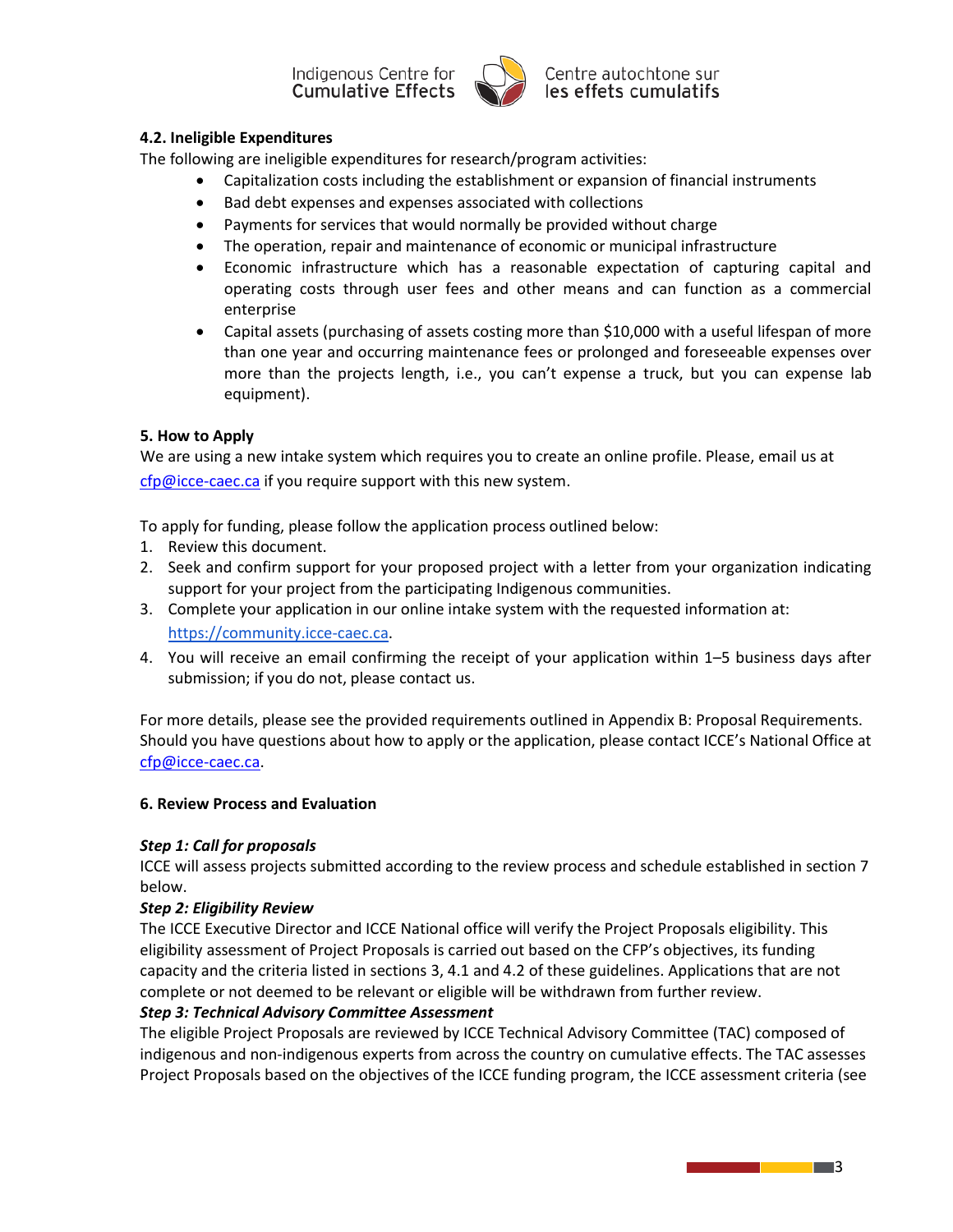### 4.2. Ineligible Expenditures

The following are ineligible expenditures for research/program activities:

- Capitalization costs including the establishment or expansion of financial instruments
- Bad debt expenses and expenses associated with collections
- Payments for services that would normally be provided without charge
- The operation, repair and maintenance of economic or municipal infrastructure
- Economic infrastructure which has a reasonable expectation of capturing capital and operating costs through user fees and other means and can function as a commercial enterprise
- Capital assets (purchasing of assets costing more than $10,000 with a useful lifespan of more than one year and occurring maintenance fees or prolonged and foreseeable expenses over more than the projects length, i.e., you can't expense a truck, but you can expense lab equipment).

## 5. How to Apply

We are using a new intake system which requires you to create an online profile. Please, email us at cfp@icce-caec.ca if you require support with this new system.

To apply for funding, please follow the application process outlined below:

1. Review this document.
2. Seek and confirm support for your proposed project with a letter from your organization indicating support for your project from the participating Indigenous communities.
3. Complete your application in our online intake system with the requested information at: https://community.icce-caec.ca.
4. You will receive an email confirming the receipt of your application within 1–5 business days after submission; if you do not, please contact us.

For more details, please see the provided requirements outlined in Appendix B: Proposal Requirements. Should you have questions about how to apply or the application, please contact ICCE's National Office at cfp@icce-caec.ca.

## 6. Review Process and Evaluation

***Step 1: Call for proposals***

ICCE will assess projects submitted according to the review process and schedule established in section 7 below.

***Step 2: Eligibility Review***

The ICCE Executive Director and ICCE National office will verify the Project Proposals eligibility. This eligibility assessment of Project Proposals is carried out based on the CFP's objectives, its funding capacity and the criteria listed in sections 3, 4.1 and 4.2 of these guidelines. Applications that are not complete or not deemed to be relevant or eligible will be withdrawn from further review.

***Step 3: Technical Advisory Committee Assessment***

The eligible Project Proposals are reviewed by ICCE Technical Advisory Committee (TAC) composed of indigenous and non-indigenous experts from across the country on cumulative effects. The TAC assesses Project Proposals based on the objectives of the ICCE funding program, the ICCE assessment criteria (see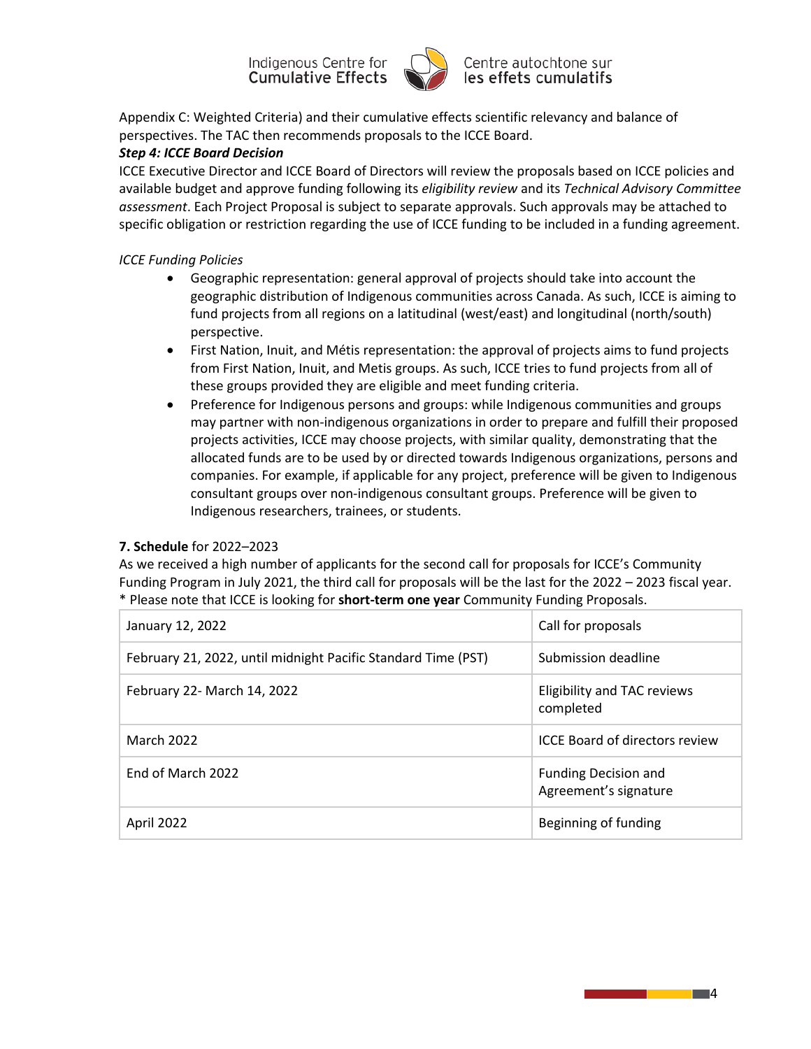Appendix C: Weighted Criteria) and their cumulative effects scientific relevancy and balance of perspectives. The TAC then recommends proposals to the ICCE Board.

***Step 4: ICCE Board Decision***

ICCE Executive Director and ICCE Board of Directors will review the proposals based on ICCE policies and available budget and approve funding following its *eligibility review* and its *Technical Advisory Committee assessment*. Each Project Proposal is subject to separate approvals. Such approvals may be attached to specific obligation or restriction regarding the use of ICCE funding to be included in a funding agreement.

*ICCE Funding Policies*

- Geographic representation: general approval of projects should take into account the geographic distribution of Indigenous communities across Canada. As such, ICCE is aiming to fund projects from all regions on a latitudinal (west/east) and longitudinal (north/south) perspective.
- First Nation, Inuit, and Métis representation: the approval of projects aims to fund projects from First Nation, Inuit, and Metis groups. As such, ICCE tries to fund projects from all of these groups provided they are eligible and meet funding criteria.
- Preference for Indigenous persons and groups: while Indigenous communities and groups may partner with non-indigenous organizations in order to prepare and fulfill their proposed projects activities, ICCE may choose projects, with similar quality, demonstrating that the allocated funds are to be used by or directed towards Indigenous organizations, persons and companies. For example, if applicable for any project, preference will be given to Indigenous consultant groups over non-indigenous consultant groups. Preference will be given to Indigenous researchers, trainees, or students.

**7. Schedule** for 2022–2023

As we received a high number of applicants for the second call for proposals for ICCE's Community Funding Program in July 2021, the third call for proposals will be the last for the 2022 – 2023 fiscal year.
* Please note that ICCE is looking for **short-term one year** Community Funding Proposals.

| | |
|---|---|
| January 12, 2022 | Call for proposals |
| February 21, 2022, until midnight Pacific Standard Time (PST) | Submission deadline |
| February 22- March 14, 2022 | Eligibility and TAC reviews completed |
| March 2022 | ICCE Board of directors review |
| End of March 2022 | Funding Decision and Agreement's signature |
| April 2022 | Beginning of funding |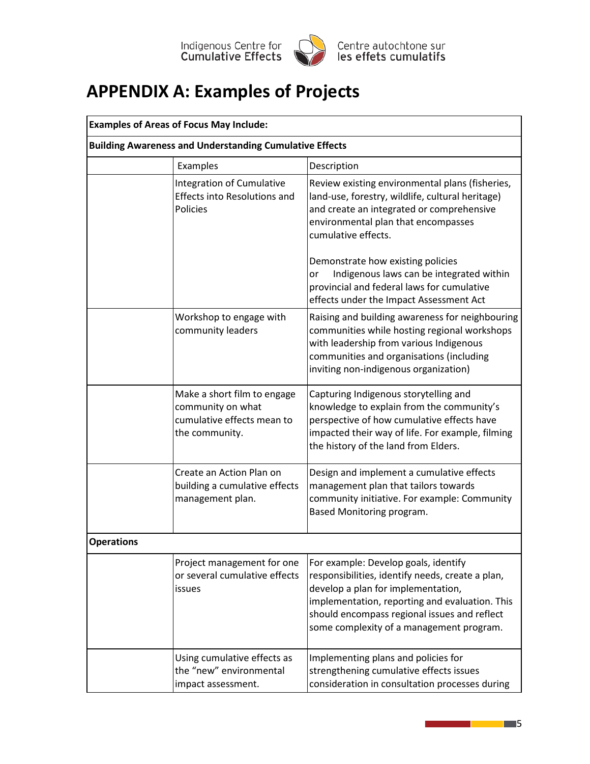# APPENDIX A: Examples of Projects

| Examples of Areas of Focus May Include: | | |
|---|---|---|
| **Building Awareness and Understanding Cumulative Effects** | | |
| | Examples | Description |
| | Integration of Cumulative Effects into Resolutions and Policies | Review existing environmental plans (fisheries, land-use, forestry, wildlife, cultural heritage) and create an integrated or comprehensive environmental plan that encompasses cumulative effects.<br><br>Demonstrate how existing policies or Indigenous laws can be integrated within provincial and federal laws for cumulative effects under the Impact Assessment Act |
| | Workshop to engage with community leaders | Raising and building awareness for neighbouring communities while hosting regional workshops with leadership from various Indigenous communities and organisations (including inviting non-indigenous organization) |
| | Make a short film to engage community on what cumulative effects mean to the community. | Capturing Indigenous storytelling and knowledge to explain from the community's perspective of how cumulative effects have impacted their way of life. For example, filming the history of the land from Elders. |
| | Create an Action Plan on building a cumulative effects management plan. | Design and implement a cumulative effects management plan that tailors towards community initiative. For example: Community Based Monitoring program. |
| **Operations** | | |
| | Project management for one or several cumulative effects issues | For example: Develop goals, identify responsibilities, identify needs, create a plan, develop a plan for implementation, implementation, reporting and evaluation. This should encompass regional issues and reflect some complexity of a management program. |
| | Using cumulative effects as the "new" environmental impact assessment. | Implementing plans and policies for strengthening cumulative effects issues consideration in consultation processes during |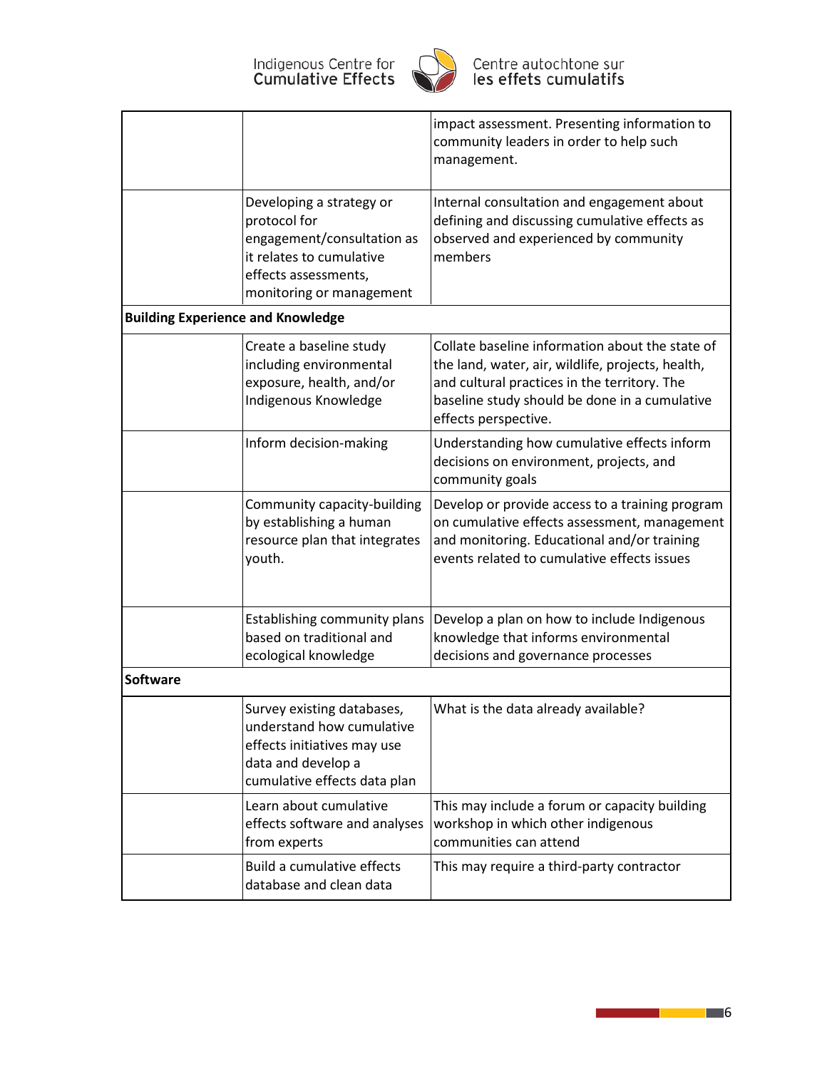| | | |
|---|---|---|
| | | impact assessment. Presenting information to community leaders in order to help such management. |
| | Developing a strategy or protocol for engagement/consultation as it relates to cumulative effects assessments, monitoring or management | Internal consultation and engagement about defining and discussing cumulative effects as observed and experienced by community members |
| **Building Experience and Knowledge** | | |
| | Create a baseline study including environmental exposure, health, and/or Indigenous Knowledge | Collate baseline information about the state of the land, water, air, wildlife, projects, health, and cultural practices in the territory. The baseline study should be done in a cumulative effects perspective. |
| | Inform decision-making | Understanding how cumulative effects inform decisions on environment, projects, and community goals |
| | Community capacity-building by establishing a human resource plan that integrates youth. | Develop or provide access to a training program on cumulative effects assessment, management and monitoring. Educational and/or training events related to cumulative effects issues |
| | Establishing community plans based on traditional and ecological knowledge | Develop a plan on how to include Indigenous knowledge that informs environmental decisions and governance processes |
| **Software** | | |
| | Survey existing databases, understand how cumulative effects initiatives may use data and develop a cumulative effects data plan | What is the data already available? |
| | Learn about cumulative effects software and analyses from experts | This may include a forum or capacity building workshop in which other indigenous communities can attend |
| | Build a cumulative effects database and clean data | This may require a third-party contractor |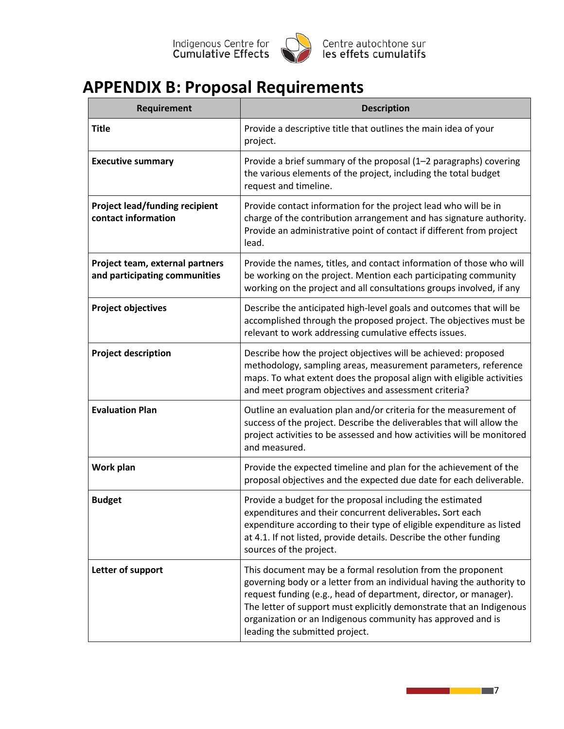# APPENDIX B: Proposal Requirements

| Requirement | Description |
| --- | --- |
| **Title** | Provide a descriptive title that outlines the main idea of your project. |
| **Executive summary** | Provide a brief summary of the proposal (1–2 paragraphs) covering the various elements of the project, including the total budget request and timeline. |
| **Project lead/funding recipient contact information** | Provide contact information for the project lead who will be in charge of the contribution arrangement and has signature authority. Provide an administrative point of contact if different from project lead. |
| **Project team, external partners and participating communities** | Provide the names, titles, and contact information of those who will be working on the project. Mention each participating community working on the project and all consultations groups involved, if any |
| **Project objectives** | Describe the anticipated high-level goals and outcomes that will be accomplished through the proposed project. The objectives must be relevant to work addressing cumulative effects issues. |
| **Project description** | Describe how the project objectives will be achieved: proposed methodology, sampling areas, measurement parameters, reference maps. To what extent does the proposal align with eligible activities and meet program objectives and assessment criteria? |
| **Evaluation Plan** | Outline an evaluation plan and/or criteria for the measurement of success of the project. Describe the deliverables that will allow the project activities to be assessed and how activities will be monitored and measured. |
| **Work plan** | Provide the expected timeline and plan for the achievement of the proposal objectives and the expected due date for each deliverable. |
| **Budget** | Provide a budget for the proposal including the estimated expenditures and their concurrent deliverables**.** Sort each expenditure according to their type of eligible expenditure as listed at 4.1. If not listed, provide details. Describe the other funding sources of the project. |
| **Letter of support** | This document may be a formal resolution from the proponent governing body or a letter from an individual having the authority to request funding (e.g., head of department, director, or manager). The letter of support must explicitly demonstrate that an Indigenous organization or an Indigenous community has approved and is leading the submitted project. |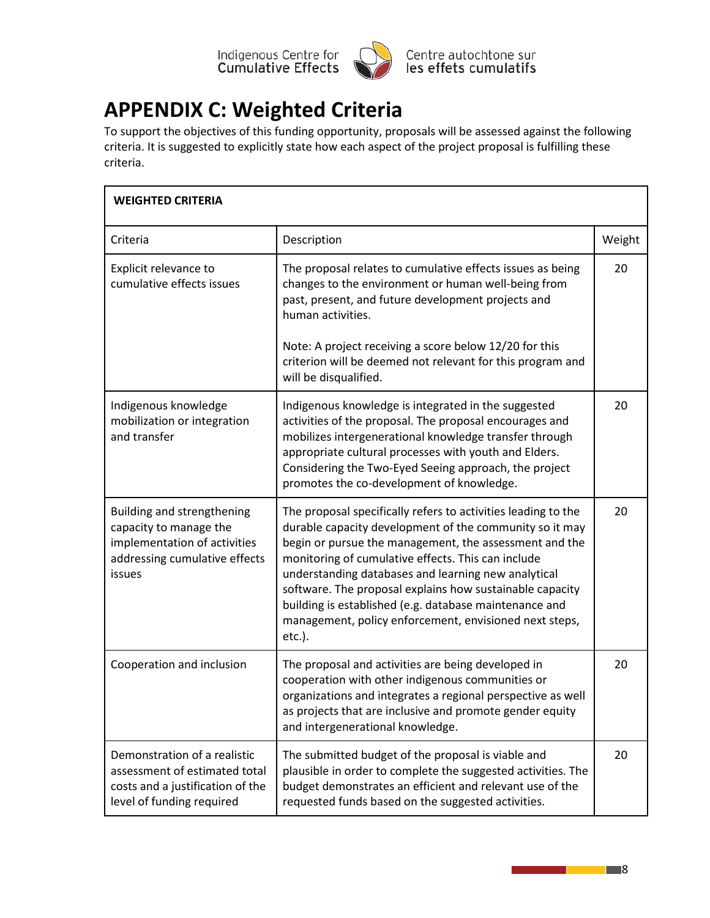# APPENDIX C: Weighted Criteria

To support the objectives of this funding opportunity, proposals will be assessed against the following criteria. It is suggested to explicitly state how each aspect of the project proposal is fulfilling these criteria.

| WEIGHTED CRITERIA | | |
|---|---|---|
| Criteria | Description | Weight |
| Explicit relevance to cumulative effects issues | The proposal relates to cumulative effects issues as being changes to the environment or human well-being from past, present, and future development projects and human activities.<br><br>Note: A project receiving a score below 12/20 for this criterion will be deemed not relevant for this program and will be disqualified. | 20 |
| Indigenous knowledge mobilization or integration and transfer | Indigenous knowledge is integrated in the suggested activities of the proposal. The proposal encourages and mobilizes intergenerational knowledge transfer through appropriate cultural processes with youth and Elders. Considering the Two-Eyed Seeing approach, the project promotes the co-development of knowledge. | 20 |
| Building and strengthening capacity to manage the implementation of activities addressing cumulative effects issues | The proposal specifically refers to activities leading to the durable capacity development of the community so it may begin or pursue the management, the assessment and the monitoring of cumulative effects. This can include understanding databases and learning new analytical software. The proposal explains how sustainable capacity building is established (e.g. database maintenance and management, policy enforcement, envisioned next steps, etc.). | 20 |
| Cooperation and inclusion | The proposal and activities are being developed in cooperation with other indigenous communities or organizations and integrates a regional perspective as well as projects that are inclusive and promote gender equity and intergenerational knowledge. | 20 |
| Demonstration of a realistic assessment of estimated total costs and a justification of the level of funding required | The submitted budget of the proposal is viable and plausible in order to complete the suggested activities. The budget demonstrates an efficient and relevant use of the requested funds based on the suggested activities. | 20 |